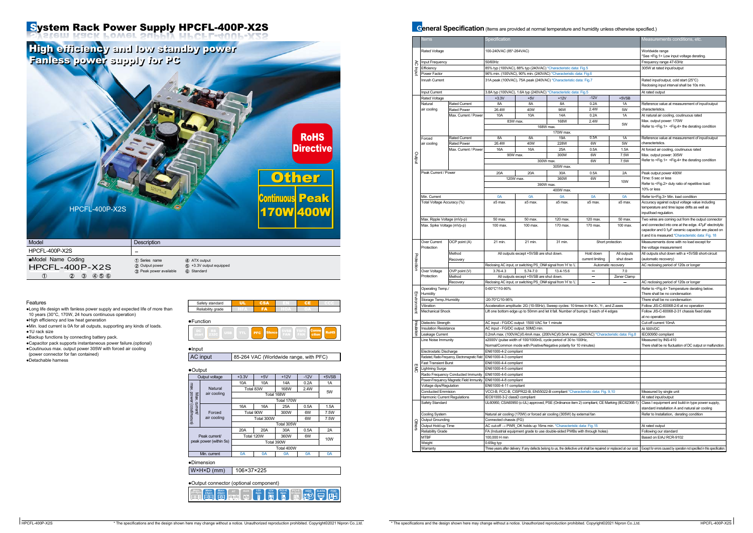# System Rack Power Supply HPCFL-400P-X2S

## High efficiency and low standby power
## Fanless power supply for PC

RoHS Directive

Other

| Continuous | Peak |
|---|---|
| 170W | 400W |

HPCFL-400P-X2S

| Model | Description |
|---|---|
| HPCFL-400P-X2S | – |

■Model Name Coding

HPCFL-400P-X2S
① ② ③ ④⑤⑥

① Series name
② Output power
③ Peak power available
④ ATX output
⑤ +3.3V output equipped
⑥ Standard

### Features

- Long life design with fanless power supply and expected life of more than 10 years (30°C, 170W, 24 hours continuous operation)
- High efficiency and low heat generation
- Min. load current is 0A for all outputs, supporting any kinds of loads.
- 1U rack size
- Backup functions by connecting battery pack.
- Capacitor pack supports instantaneous power failure.(optional)
- Coutinuous max. output power 305W with forced air cooling (power connector for fan contained)
- Detachable harness

| Safety standard | UL | CSA | EN | CE | CCC |
|---|---|---|---|---|---|
| Reliability grade | HFA | FA | HOA | OA | |

●Function

DC start, RS 232C, USB, TTL, PFC, Silence, 5VSB FAN, 12VC FAN, Connection, RoHS

●Input

| AC input | 85-264 VAC (Worldwide range, with PFC) |
|---|---|

●Output

| Output voltage | | +3.3V | +5V | +12V | -12V | +5VSB |
|---|---|---|---|---|---|---|
| Max. current/ max. power (continuous) | Natural air cooling | 10A | 10A | 14A | 0.2A | 1A |
| | | Total 83W | | 168W | 2.4W | 5W |
| | | Total 168W | | | | |
| | | Total 170W | | | | |
| | Forced air cooling | 16A | 16A | 25A | 0.5A | 1.5A |
| | | Total 90W | | 300W | 6W | 7.5W |
| | | Total 300W | | | 6W | 7.5W |
| | | Total 305W | | | | |
| Peak current/ peak power (within 5s) | | 20A | 20A | 30A | 0.5A | 2A |
| | | Total 120W | | 360W | 6W | 10W |
| | | Total 390W | | | | |
| | | Total 400W | | | | |
| Min. current | | 0A | 0A | 0A | 0A | 0A |

●Dimension

| W×H×D (mm) | 106×37×225 |
|---|---|

●Output connector (optional component)

Main 20+4pin, Main 24pin, Main 20pin, AT, ATX, 12V 4pin, 12V 8pin, PCI-E 6pin, PCI-E 6+2pin, HDD, S-ATA, FDD

## General Specification (Items are provided at normal temperature and humidity unless otherwise specified.)

| | Items | | Specification | | | | | Measurements conditions, etc. |
|---|---|---|---|---|---|---|---|---|
| AC input | Rated Voltage | | 100-240VAC (85*-264VAC) | | | | | Worldwide range *See <Fig.1> Low input voltage derating. |
| | Input Frequency | | 50/60Hz | | | | | Frequency range 47-63Hz |
| | Efficiency | | 85% typ (100VAC), 88% typ (240VAC) *Characteristic data: Fig.5 | | | | | 305W at rated input/output |
| | Power Factor | | 96% min. (100VAC), 90% min. (240VAC) *Characteristic data: Fig.6 | | | | | |
| | Inrush Current | | 31A peak (100VAC), 75A peak (240VAC) *Characteristic data: Fig.7 | | | | | Rated input/output, cold start (25°C) Reclosing input interval shall be 10s min. |
| | Input Current | | 3.8A typ (100VAC), 1.6A typ (240VAC) *Characteristic data: Fig.5 | | | | | At rated output |
| Output | Rated Voltage | | +3.3V | +5V | +12V | -12V | +5VSB | |
| | Natural air cooling | Rated Current | 8A | 8A | 8A | 0.2A | 1A | Reference value at measurement of input/output characteristics. |
| | | Rated Power | 26.4W | 40W | 96W | 2.4W | 5W | |
| | | Max. Current / Power | 10A | 10A | 14A | 0.2A | 1A | At natural air cooling, coutinuous rated Max. output power: 170W Refer to <Fig.1> <Fig.4> the derating condition |
| | | | 83W max. | | 168W | 2.4W | 5W | |
| | | | 168W max. | | | | | |
| | | | 170W max. | | | | | |
| | Forced air cooling | Rated Current | 8A | 8A | 19A | 0.5A | 1A | Reference value at measurement of input/output characteristics. |
| | | Rated Power | 26.4W | 40W | 228W | 6W | 5W | |
| | | Max. Current / Power | 16A | 16A | 25A | 0.5A | 1.5A | At forced air cooling, coutinuous rated Max. output power: 305W Refer to <Fig.1> <Fig.4> the derating condition |
| | | | 90W max. | | 300W | 6W | 7.5W | |
| | | | 300W max. | | | 6W | 7.5W | |
| | | | 305W max. | | | | | |
| | Peak Current / Power | | 20A | 20A | 30A | 0.5A | 2A | Peak output power 400W Time: 5 sec or less Refer to <Fig.2> duty ratio of repetitive load: 10% or less |
| | | | 120W max. | | 360W | 6W | 10W | |
| | | | 390W max. | | | | | |
| | | | 400W max. | | | | | |
| | Min. Current | | 0A | 0A | 0A | 0A | 0A | Refer to<Fig.3> Min. load condition |
| | Total Voltage Accuracy (%) | | ±5 max. | ±5 max. | ±5 max. | ±5 max. | ±5 max. | Accuracy against output voltage value including temperature and time lapse drifts as well as input/load regulation. |
| | Max. Ripple Voltage (mVp-p) | | 50 max. | 50 max. | 120 max. | 120 max. | 50 max. | Two wires are coming out from the output connector and connected into one at the edge. 47μF electrolytic capacitor and 0.1μF ceramic capacitor are placed on it and it is measured.*Characteristic data: Fig. 18 |
| | Max. Spike Voltage (mVp-p) | | 100 max. | 100 max. | 170 max. | 170 max. | 100 max. | |
| Protection | Over Current Protection | OCP point (A) | 21 min. | 21 min. | 31 min. | Short protection | | Measurements done with no load except for the voltage measurement |
| | | Method | All outputs except +5VSB are shut down. | | | Hold down current limiting | All outputs shut down | All outputs shut down with a +5VSB short-circuit (automatic recovery) |
| | | Recovery | Reclosing AC input or switching PS_ON# signal from 'H' to 'L' | | | Automatic recovery | | AC reclosing period of 120s or longer |
| | Over Voltage Protection | OVP point (V) | 3.76-4.3 | 5.74-7.0 | 13.4-15.6 | – | 7.0 | |
| | | Method | All outputs except +5VSB are shut down. | | | – | Zener Clamp | |
| | | Recovery | Reclosing AC input or switching PS_ON# signal from 'H' to 'L' | | | – | – | AC reclosing period of 120s or longer |
| Environment | Operating Temp./ Humidity | | 0-60°C*/10-90% | | | | | Refer to <Fig.4> Temperature derating below. There shall be no condensation |
| | Storage Temp./Humidity | | -20-70°C/10-95% | | | | | There shall be no condensation |
| | Vibration | | Acceleration amplitude: 2G (10-55Hz), Sweep cycles: 10 times in the X-, Y-, and Z-axes | | | | | Follow JIS-C-60068-2-6 at no operation |
| | Mechanical Shock | | Lift one bottom edge up to 50mm and let it fall. Number of bumps: 3 each of 4 edges | | | | | Follow JIS-C-60068-2-31 chassis fixed state at no operation |
| Insulation | Dielectric Strength | | AC input - FG/DC output: 1500 VAC for 1 minute | | | | | Cut-off current 10mA |
| | Insulation Resistance | | AC input - FG/DC output: 50MΩ min. | | | | | At 500VDC |
| | Leakage Current | | 0.2mA max. (100VAC)/0.4mA max. (200VAC)/0.5mA max. (240VAC) *Characteristic data: Fig.8 | | | | | IEC60950 compliant |
| EMC | Line Noise Immunity | | ±2000V (pulse width of 100/1000nS, cycle period of 30 to 100Hz, Normal/Common mode with Positive/Negative polarity for 10 minutes) | | | | | Measured by INS-410 There shall be no fluctuation of DC output or malfunction. |
| | Electrostatic Discharge | | EN61000-4-2 compliant | | | | | |
| | Radiated, Radio-Frequency, Electromagnetic Field | | EN61000-4-3 compliant | | | | | |
| | Fast Transient Burst | | EN61000-4-4 compliant | | | | | |
| | Lightning Surge | | EN61000-4-5 compliant | | | | | |
| | Radio Frequency Conducted Immunity | | EN61000-4-6 compliant | | | | | |
| | Power-Frequency Magnetic Field Immunity | | EN61000-4-8 compliant | | | | | |
| | Voltage dips/Regulation | | EN61000-4-11 compliant | | | | | |
| | Conducted Emmision | | VCCI-B, FCC-B, CISPR22-B, EN55022-B compliant *Characteristic data: Fig. 9,10 | | | | | Measured by single unit |
| | Harmonic Current Regulations | | IEC61000-3-2 classD compliant | | | | | At rated input/output |
| Others | Safety Standard | | UL60950, CSA60950 (c-UL) approved, PSE (Ordinance item 2) compliant, CE Marking (IEC62368-1) | | | | | Class I equipment and build-in type power supply, standard installation A and natural air cooling |
| | Cooling System | | Natural air cooling (170W) or forced air cooling (305W) by external fan | | | | | Refer to Installation, derating condition |
| | Output Grounding | | Connected chassis (FG) | | | | | |
| | Output Hold-up Time | | AC cut-off → PWR_OK holds up 16ms min. *Characteristic data: Fig. 15 | | | | | At rated output |
| | Reliability Grade | | FA (Industrial equipment grade to use double-sided PWBs with through holes) | | | | | Following our standard |
| | MTBF | | 100,000 H min | | | | | Based on EIAJ RCR-9102 |
| | Weight | | 0.65kg typ | | | | | |
| | Warranty | | Three years after delivery: If any defects belong to us, the defective unit shall be repaired or replaced at our cost. | | | | | Except for errors caused by operation not specified in this specification. |

* The specifications and the design shown here may change without a notice. Unauthorized reproduction prohibited. Copyright©2021 Nipron Co.,Ltd.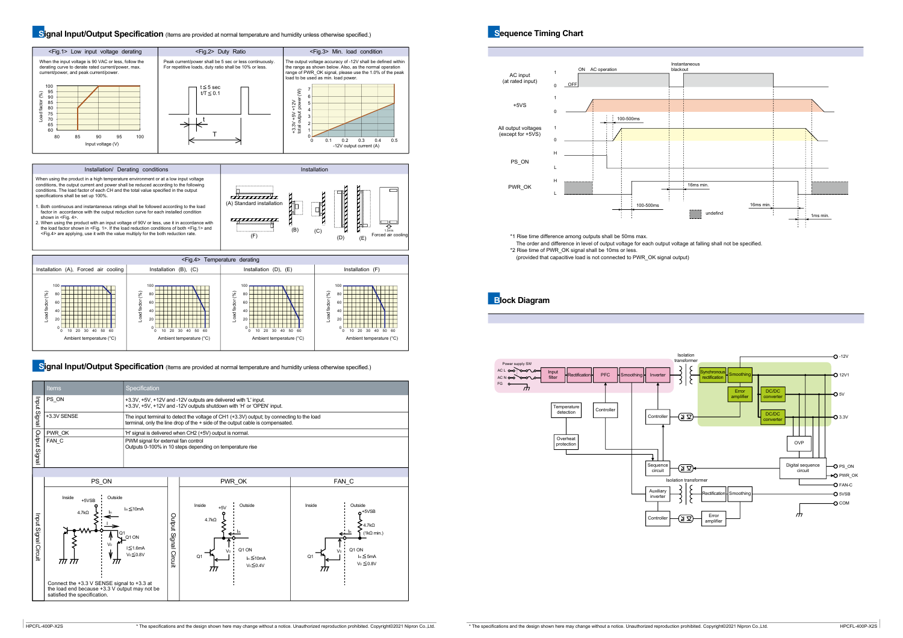## Signal Input/Output Specification (Items are provided at normal temperature and humidity unless otherwise specified.)

| <Fig.1> Low input voltage derating | <Fig.2> Duty Ratio | <Fig.3> Min. load condition |
|---|---|---|
| When the input voltage is 90 VAC or less, follow the derating curve to derate rated current/power, max. current/power, and peak current/power. | Peak current/power shall be 5 sec or less continuously. For repetitive loads, duty ratio shall be 10% or less. | The output voltage accuracy of -12V shall be defined within the range as shown below. Also, as the normal operation range of PWR_OK signal, please use the 1.0% of the peak load to be used as min. load power. |

| Installation/ Derating conditions | Installation |
|---|---|
| When using the product in a high temperature environment or at a low input voltage conditions, the output current and power shall be reduced according to the following conditions. The load factor of each CH and the total value specified in the output specifications shall be set up 100%.<br>1. Both continuous and instantaneous ratings shall be followed according to the load factor in accordance with the output reduction curve for each installed condition shown in <Fig. 4>.<br>2. When using the product with an input voltage of 90V or less, use it in accordance with the load factor shown in <Fig. 1>. If the load reduction conditions of both <Fig.1> and <Fig.4> are applying, use it with the value multiply for the both reduction rate. | (A) Standard installation, (B), (C), (D), (E), (F), Forced air cooling (1.5m/s) |

<Fig.4> Temperature derating

| Installation (A), Forced air cooling | Installation (B), (C) | Installation (D), (E) | Installation (F) |
|---|---|---|---|
| Load factor (%) vs Ambient temperature (°C) | Load factor (%) vs Ambient temperature (°C) | Load factor (%) vs Ambient temperature (°C) | Load factor (%) vs Ambient temperature (°C) |

## Signal Input/Output Specification (Items are provided at normal temperature and humidity unless otherwise specified.)

| | Items | Specification |
|---|---|---|
| Input Signal | PS_ON | +3.3V, +5V, +12V and -12V outputs are delivered with 'L' input.<br>+3.3V, +5V, +12V and -12V outputs shutdown with 'H' or 'OPEN' input. |
| | +3.3V SENSE | The input terminal to detect the voltage of CH1 (+3.3V) output; by connecting to the load terminal, only the line drop of the + side of the output cable is compensated. |
| Output Signal | PWR_OK | 'H' signal is delivered when CH2 (+5V) output is normal. |
| | FAN_C | PWM signal for external fan control<br>Outputs 0-100% in 10 steps depending on temperature rise |

| Input Signal Circuit: PS_ON | Output Signal Circuit: PWR_OK | FAN_C |
|---|---|---|
| Inside / Outside, +5VSB, 4.7kΩ, $I_{in} \leq 10mA$, Q1 ON, $I \leq 1.6mA$, $V_O \leq 0.8V$ | Inside / Outside, +5V, 4.7kΩ, Q1 ON, $I_{in} \leq 10mA$, $V_O \leq 0.4V$ | Inside / Outside, +5VSB, 4.7kΩ (1kΩ min.), Q1 ON, $I_{in} \leq 5mA$, $V_O \leq 0.8V$ |

Connect the +3.3 V SENSE signal to +3.3 at the load end because +3.3 V output may not be satisfied the specification.

## Sequence Timing Chart

*1 Rise time difference among outputs shall be 50ms max.
The order and difference in level of output voltage for each output voltage at falling shall not be specified.
*2 Rise time of PWR_OK signal shall be 10ms or less.
(provided that capacitive load is not connected to PWR_OK signal output)

## Block Diagram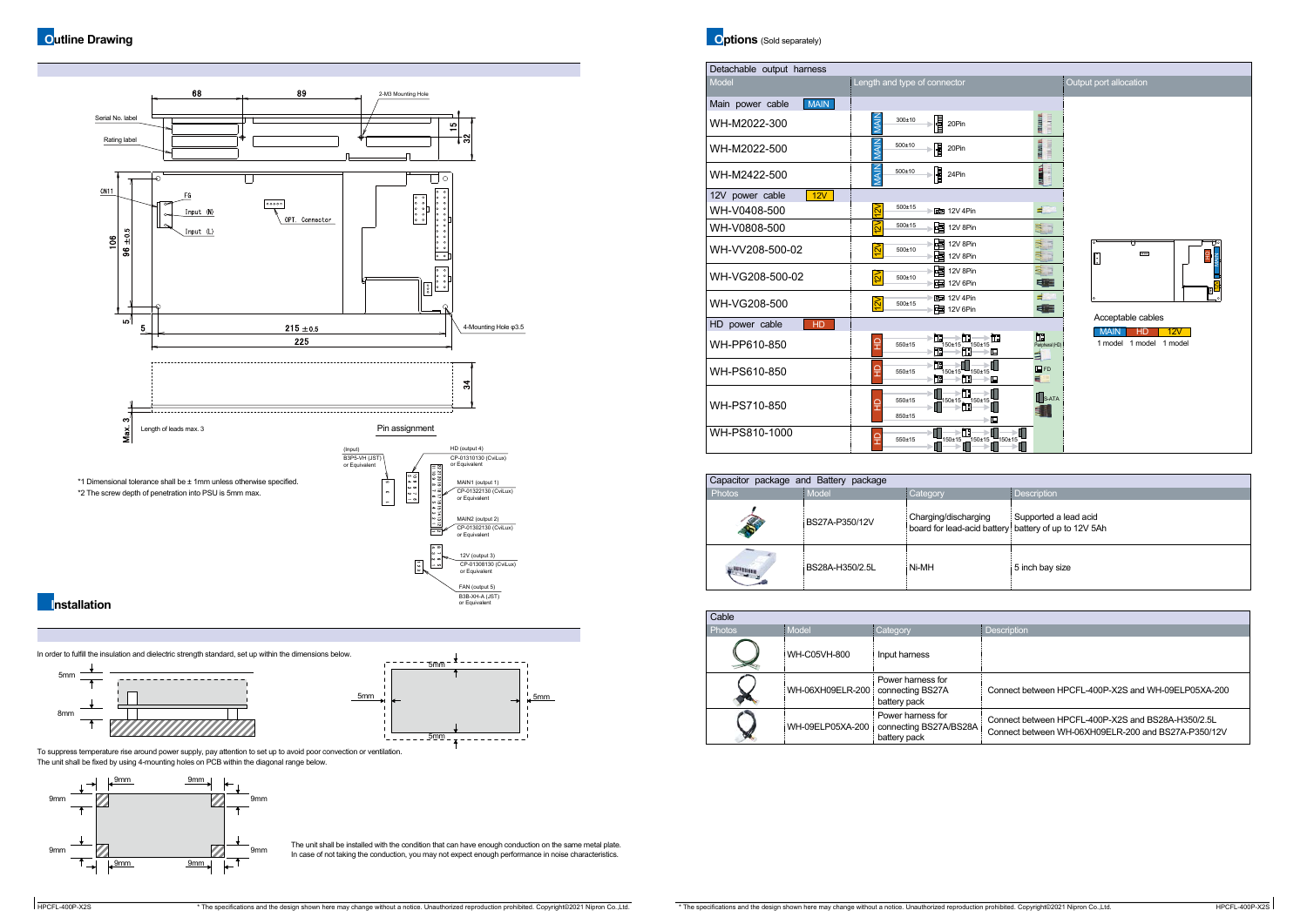## Outline Drawing

68 89 2-M3 Mounting Hole

Serial No. label

Rating label

15 32

CN11 FG Input (N) Input (L) OPT. Connector

106 96 ±0.5

5 5 215 ±0.5 225 4-Mounting Hole φ3.5

34

Max. 3 Length of leads max. 3

Pin assignment

(Input) B3P5-VH (JST) or Equivalent

HD (output 4) CP-01310130 (CviLux) or Equivalent

MAIN1 (output 1) CP-01322130 (CviLux) or Equivalent

MAIN2 (output 2) CP-01302130 (CviLux) or Equivalent

12V (output 3) CP-01308130 (CviLux) or Equivalent

FAN (output 5) B3B-XH-A (JST) or Equivalent

*1 Dimensional tolerance shall be ± 1mm unless otherwise specified.
*2 The screw depth of penetration into PSU is 5mm max.

## Installation

In order to fulfill the insulation and dielectric strength standard, set up within the dimensions below.

5mm 8mm 5mm 5mm 5mm 5mm

To suppress temperature rise around power supply, pay attention to set up to avoid poor convection or ventilation.
The unit shall be fixed by using 4-mounting holes on PCB within the diagonal range below.

9mm 9mm 9mm 9mm 9mm 9mm 9mm 9mm

The unit shall be installed with the condition that can have enough conduction on the same metal plate.
In case of not taking the conduction, you may not expect enough performance in noise characteristics.

## Options (Sold separately)

**Detachable output harness**

| Model | Length and type of connector |
|---|---|
| **Main power cable** (MAIN) | |
| WH-M2022-300 | MAIN 300±10 20Pin |
| WH-M2022-500 | MAIN 500±10 20Pin |
| WH-M2422-500 | MAIN 500±10 24Pin |
| **12V power cable** (12V) | |
| WH-V0408-500 | 12V 500±15 12V 4Pin |
| WH-V0808-500 | 12V 500±15 12V 8Pin |
| WH-VV208-500-02 | 12V 500±10 12V 8Pin / 12V 8Pin |
| WH-VG208-500-02 | 12V 500±10 12V 8Pin / 12V 6Pin |
| WH-VG208-500 | 12V 500±15 12V 4Pin / 12V 6Pin |
| **HD power cable** (HD) | |
| WH-PP610-850 | HD 550±15 150±15 150±15 |
| WH-PS610-850 | HD 550±15 150±15 150±15 |
| WH-PS710-850 | HD 550±15 850±15 150±15 150±15 |
| WH-PS810-1000 | HD 550±15 150±15 150±15 150±15 |

Connector types: Peripheral (HD), FD, S-ATA

Output port allocation

Acceptable cables

| MAIN | HD | 12V |
|---|---|---|
| 1 model | 1 model | 1 model |

**Capacitor package and Battery package**

| Photos | Model | Category | Description |
|---|---|---|---|
| | BS27A-P350/12V | Charging/discharging board for lead-acid battery | Supported a lead acid battery of up to 12V 5Ah |
| | BS28A-H350/2.5L | Ni-MH | 5 inch bay size |

**Cable**

| Photos | Model | Category | Description |
|---|---|---|---|
| | WH-C05VH-800 | Input harness | |
| | WH-06XH09ELR-200 | Power harness for connecting BS27A battery pack | Connect between HPCFL-400P-X2S and WH-09ELP05XA-200 |
| | WH-09ELP05XA-200 | Power harness for connecting BS27A/BS28A battery pack | Connect between HPCFL-400P-X2S and BS28A-H350/2.5L<br>Connect between WH-06XH09ELR-200 and BS27A-P350/12V |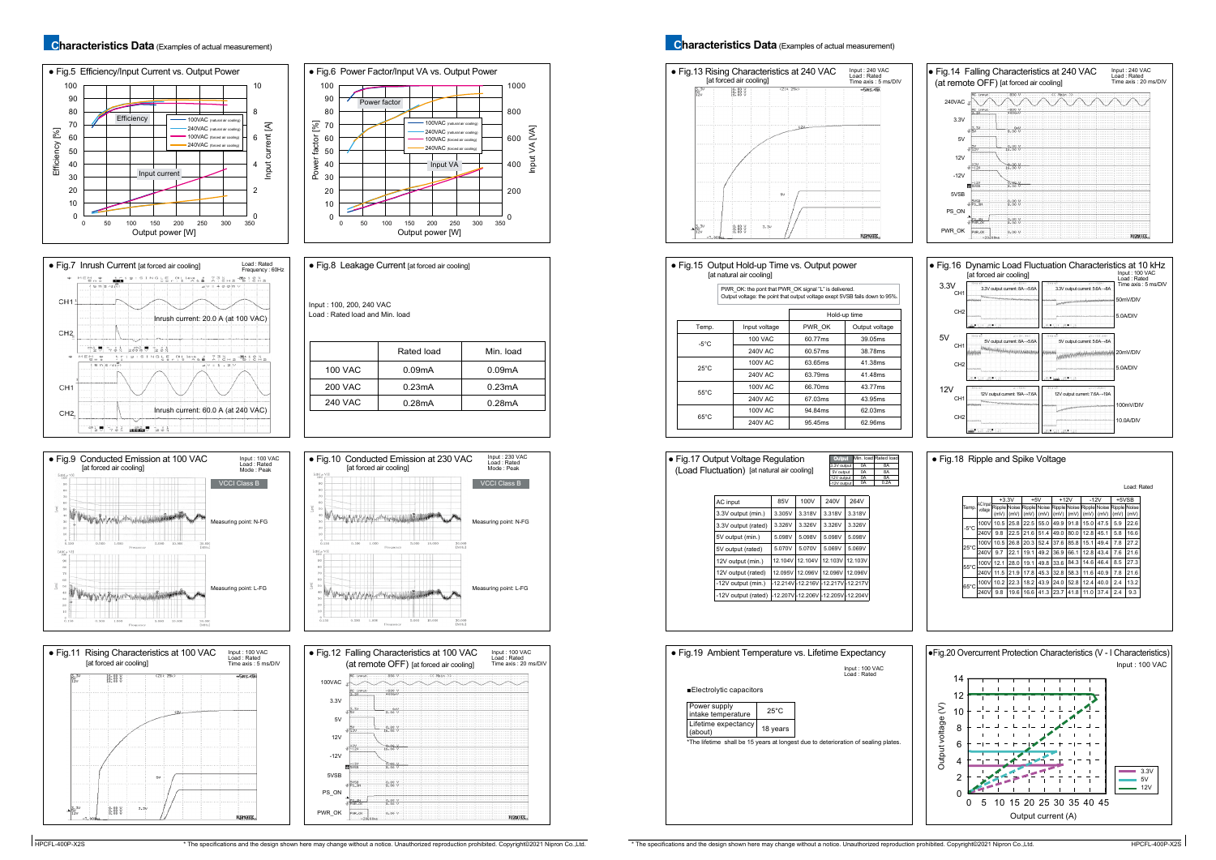## Characteristics Data (Examples of actual measurement)

● Fig.5 Efficiency/Input Current vs. Output Power

Efficiency [%]
100
90
80
70
60
50
40
30
20
10
0

Input current [A]
10
8
6
4
2
0

Output power [W]
0 50 100 150 200 250 300 350

Efficiency
Input current
100VAC (natural air cooling)
240VAC (natural air cooling)
100VAC (forced air cooling)
240VAC (forced air cooling)

● Fig.6 Power Factor/Input VA vs. Output Power

Power factor [%]
100
90
80
70
60
50
40
30
20
10
0

Input VA [VA]
1000
800
600
400
200
0

Output power [W]
0 50 100 150 200 250 300 350

Power factor
Input VA
100VAC (natural air cooling)
240VAC (natural air cooling)
100VAC (forced air cooling)
240VAC (forced air cooling)

● Fig.7 Inrush Current [at forced air cooling]

Load : Rated
Frequency : 60Hz

CH1
CH2
Inrush current: 20.0 A (at 100 VAC)
CH1
CH2
Inrush current: 60.0 A (at 240 VAC)

● Fig.8 Leakage Current [at forced air cooling]

Input : 100, 200, 240 VAC
Load : Rated load and Min. load

| | Rated load | Min. load |
|---|---|---|
| 100 VAC | 0.09mA | 0.09mA |
| 200 VAC | 0.23mA | 0.23mA |
| 240 VAC | 0.28mA | 0.28mA |

● Fig.9 Conducted Emission at 100 VAC [at forced air cooling]

Input : 100 VAC
Load : Rated
Mode : Peak

VCCI Class B
Measuring point: N-FG
Measuring point: L-FG

● Fig.10 Conducted Emission at 230 VAC [at forced air cooling]

Input : 230 VAC
Load : Rated
Mode : Peak

VCCI Class B
Measuring point: N-FG
Measuring point: L-FG

● Fig.11 Rising Characteristics at 100 VAC [at forced air cooling]

Input : 100 VAC
Load : Rated
Time axis : 5 ms/DIV

12V
5V
3.3V

● Fig.12 Falling Characteristics at 100 VAC (at remote OFF) [at forced air cooling]

Input : 100 VAC
Load : Rated
Time axis : 20 ms/DIV

100VAC
3.3V
5V
12V
-12V
5VSB
PS_ON
PWR_OK

● Fig.13 Rising Characteristics at 240 VAC [at forced air cooling]

Input : 240 VAC
Load : Rated
Time axis : 5 ms/DIV

12V
5V
3.3V

● Fig.14 Falling Characteristics at 240 VAC (at remote OFF) [at forced air cooling]

Input : 240 VAC
Load : Rated
Time axis : 20 ms/DIV

240VAC
3.3V
5V
12V
-12V
5VSB
PS_ON
PWR_OK

● Fig.15 Output Hold-up Time vs. Output power [at natural air cooling]

PWR_OK: the point that PWR_OK signal "L" is delivered.
Output voltage: the point that output voltage exept 5VSB falls down to 95%.

| Temp. | Input voltage | Hold-up time PWR_OK | Hold-up time Output voltage |
|---|---|---|---|
| -5°C | 100 VAC | 60.77ms | 39.05ms |
| | 240V AC | 60.57ms | 38.78ms |
| 25°C | 100V AC | 63.65ms | 41.38ms |
| | 240V AC | 63.79ms | 41.48ms |
| 55°C | 100V AC | 66.70ms | 43.77ms |
| | 240V AC | 67.03ms | 43.95ms |
| 65°C | 100V AC | 94.84ms | 62.03ms |
| | 240V AC | 95.45ms | 62.96ms |

● Fig.16 Dynamic Load Fluctuation Characteristics at 10 kHz [at forced air cooling]

Input : 100 VAC
Load : Rated
Time axis : 5 ms/DIV

3.3V CH1 CH2
3.3V output current: 8A→5.6A
3.3V output current: 5.6A→8A
50mV/DIV
5.0A/DIV

5V CH1 CH2
5V output current: 8A→5.6A
5V output current: 5.6A→8A
20mV/DIV
5.0A/DIV

12V CH1 CH2
12V output current: 19A→7.6A
12V output current: 7.6A→19A
100mV/DIV
10.0A/DIV

● Fig.17 Output Voltage Regulation (Load Fluctuation) [at natural air cooling]

| Output | Min. load | Rated load |
|---|---|---|
| 3.3V output | 0A | 8A |
| 5V output | 0A | 8A |
| 12V output | 0A | 8A |
| -12V output | 0A | 0.2A |

| AC input | 85V | 100V | 240V | 264V |
|---|---|---|---|---|
| 3.3V output (min.) | 3.305V | 3.318V | 3.318V | 3.318V |
| 3.3V output (rated) | 3.326V | 3.326V | 3.326V | 3.326V |
| 5V output (min.) | 5.098V | 5.098V | 5.098V | 5.098V |
| 5V output (rated) | 5.070V | 5.070V | 5.069V | 5.069V |
| 12V output (min.) | 12.104V | 12.104V | 12.103V | 12.103V |
| 12V output (rated) | 12.095V | 12.096V | 12.096V | 12.096V |
| -12V output (min.) | -12.214V | -12.216V | -12.217V | -12.217V |
| -12V output (rated) | -12.207V | -12.206V | -12.205V | -12.204V |

● Fig.18 Ripple and Spike Voltage

Load: Rated

| Temp. | AC input voltage | +3.3V Ripple (mV) | +3.3V Noise (mV) | +5V Ripple (mV) | +5V Noise (mV) | +12V Ripple (mV) | +12V Noise (mV) | -12V Ripple (mV) | -12V Noise (mV) | +5VSB Ripple (mV) | +5VSB Noise (mV) |
|---|---|---|---|---|---|---|---|---|---|---|---|
| -5°C | 100V | 10.5 | 25.8 | 22.5 | 55.0 | 49.9 | 91.8 | 15.0 | 47.5 | 5.9 | 22.6 |
| | 240V | 9.8 | 22.5 | 21.6 | 51.4 | 49.0 | 80.0 | 12.8 | 45.1 | 5.8 | 16.6 |
| 25°C | 100V | 10.5 | 26.8 | 20.3 | 52.4 | 37.6 | 85.8 | 15.1 | 49.4 | 7.8 | 27.2 |
| | 240V | 9.7 | 22.1 | 19.1 | 49.2 | 36.9 | 66.1 | 12.8 | 43.4 | 7.6 | 21.6 |
| 55°C | 100V | 12.1 | 28.0 | 19.1 | 49.8 | 33.6 | 84.3 | 14.6 | 46.4 | 8.5 | 27.3 |
| | 240V | 11.5 | 21.9 | 17.8 | 45.3 | 32.8 | 58.3 | 11.6 | 40.9 | 7.8 | 21.6 |
| 65°C | 100V | 10.2 | 22.3 | 18.2 | 43.9 | 24.0 | 52.8 | 12.4 | 40.0 | 2.4 | 13.2 |
| | 240V | 9.8 | 19.6 | 16.6 | 41.3 | 23.7 | 41.8 | 11.0 | 37.4 | 2.4 | 9.3 |

● Fig.19 Ambient Temperature vs. Lifetime Expectancy

Input : 100 VAC
Load : Rated

■Electrolytic capacitors

| | |
|---|---|
| Power supply intake temperature | 25°C |
| Lifetime expectancy (about) | 18 years |

*The lifetime shall be 15 years at longest due to deterioration of sealing plates.

●Fig.20 Overcurrent Protection Characteristics (V - I Characteristics)

Input : 100 VAC

Output voltage (V)
14
12
10
8
6
4
2
0

Output current (A)
0 5 10 15 20 25 30 35 40 45

3.3V
5V
12V